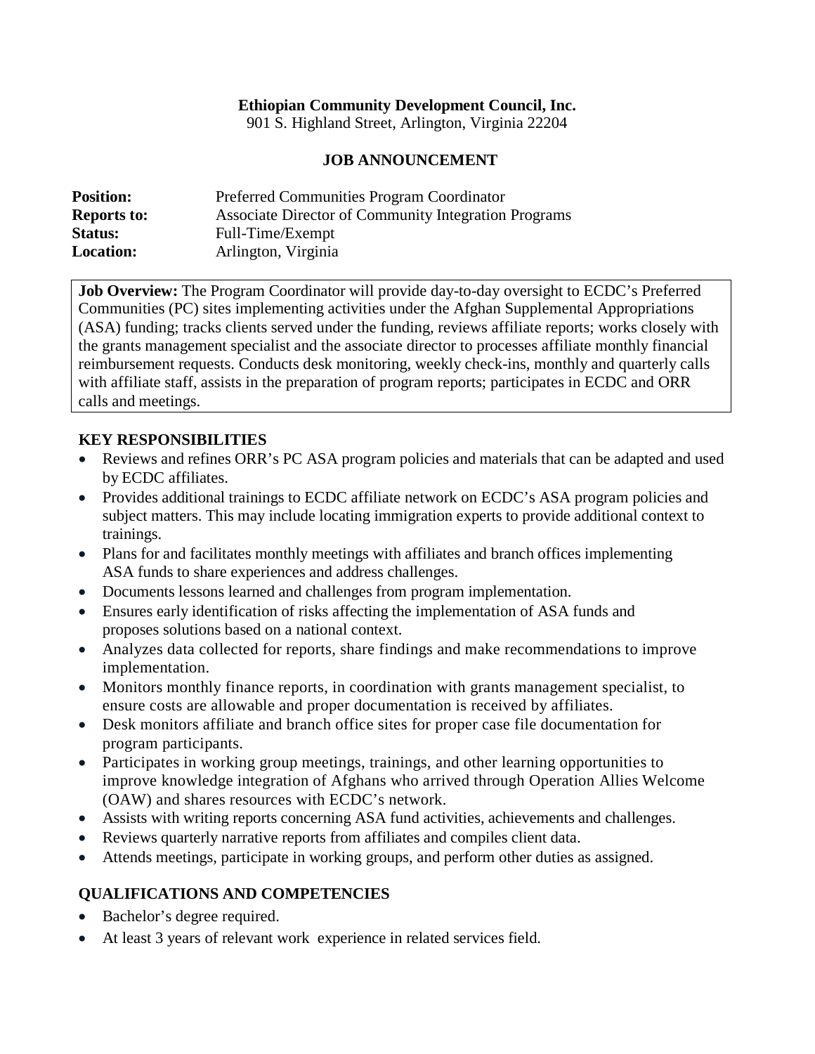**Ethiopian Community Development Council, Inc.**
901 S. Highland Street, Arlington, Virginia 22204

**JOB ANNOUNCEMENT**

**Position:** Preferred Communities Program Coordinator
**Reports to:** Associate Director of Community Integration Programs
**Status:** Full-Time/Exempt
**Location:** Arlington, Virginia

**Job Overview:** The Program Coordinator will provide day-to-day oversight to ECDC's Preferred Communities (PC) sites implementing activities under the Afghan Supplemental Appropriations (ASA) funding; tracks clients served under the funding, reviews affiliate reports; works closely with the grants management specialist and the associate director to processes affiliate monthly financial reimbursement requests. Conducts desk monitoring, weekly check-ins, monthly and quarterly calls with affiliate staff, assists in the preparation of program reports; participates in ECDC and ORR calls and meetings.

## KEY RESPONSIBILITIES

- Reviews and refines ORR's PC ASA program policies and materials that can be adapted and used by ECDC affiliates.
- Provides additional trainings to ECDC affiliate network on ECDC's ASA program policies and subject matters. This may include locating immigration experts to provide additional context to trainings.
- Plans for and facilitates monthly meetings with affiliates and branch offices implementing ASA funds to share experiences and address challenges.
- Documents lessons learned and challenges from program implementation.
- Ensures early identification of risks affecting the implementation of ASA funds and proposes solutions based on a national context.
- Analyzes data collected for reports, share findings and make recommendations to improve implementation.
- Monitors monthly finance reports, in coordination with grants management specialist, to ensure costs are allowable and proper documentation is received by affiliates.
- Desk monitors affiliate and branch office sites for proper case file documentation for program participants.
- Participates in working group meetings, trainings, and other learning opportunities to improve knowledge integration of Afghans who arrived through Operation Allies Welcome (OAW) and shares resources with ECDC's network.
- Assists with writing reports concerning ASA fund activities, achievements and challenges.
- Reviews quarterly narrative reports from affiliates and compiles client data.
- Attends meetings, participate in working groups, and perform other duties as assigned.

## QUALIFICATIONS AND COMPETENCIES

- Bachelor's degree required.
- At least 3 years of relevant work experience in related services field.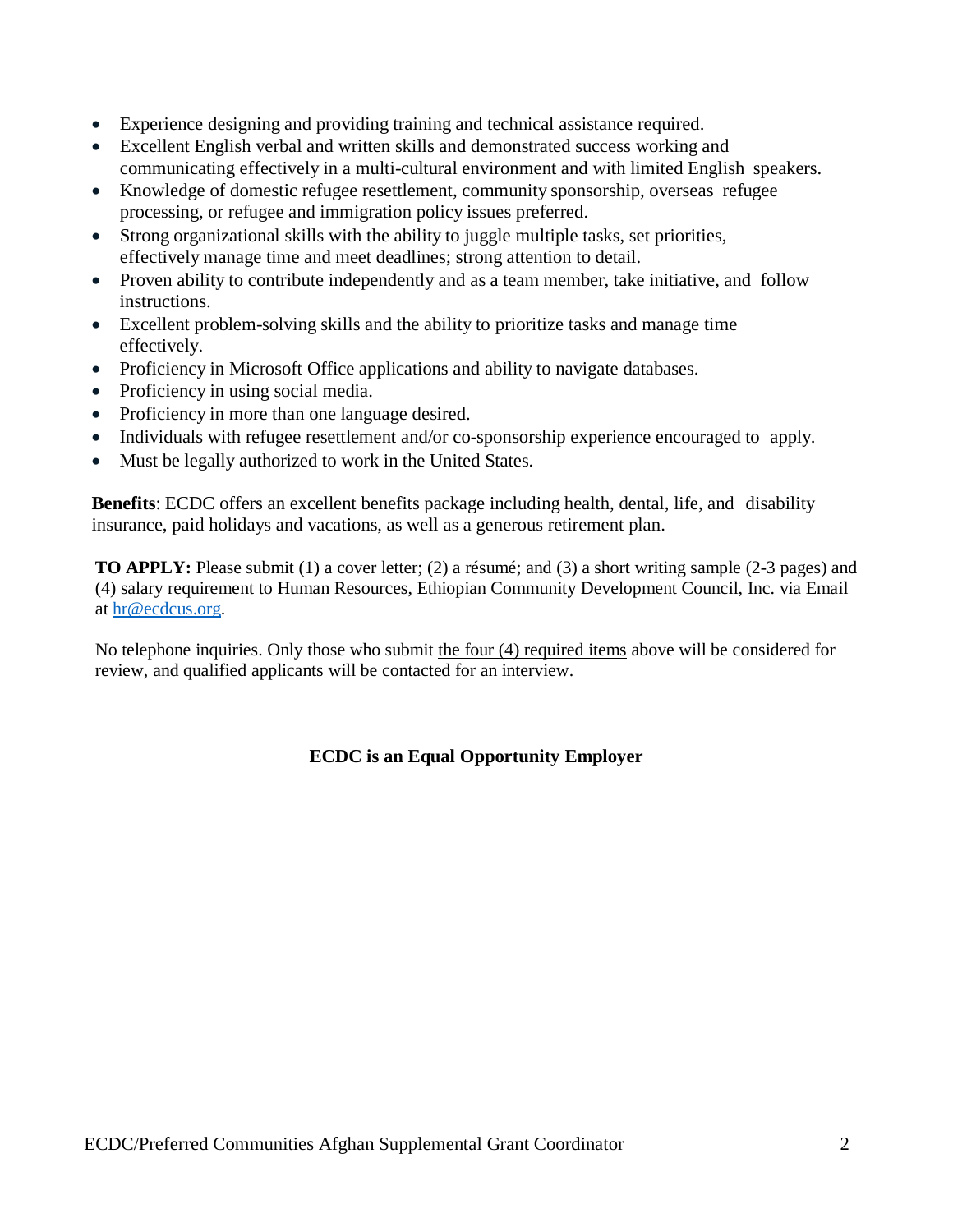- Experience designing and providing training and technical assistance required.
- Excellent English verbal and written skills and demonstrated success working and communicating effectively in a multi-cultural environment and with limited English speakers.
- Knowledge of domestic refugee resettlement, community sponsorship, overseas refugee processing, or refugee and immigration policy issues preferred.
- Strong organizational skills with the ability to juggle multiple tasks, set priorities, effectively manage time and meet deadlines; strong attention to detail.
- Proven ability to contribute independently and as a team member, take initiative, and follow instructions.
- Excellent problem-solving skills and the ability to prioritize tasks and manage time effectively.
- Proficiency in Microsoft Office applications and ability to navigate databases.
- Proficiency in using social media.
- Proficiency in more than one language desired.
- Individuals with refugee resettlement and/or co-sponsorship experience encouraged to apply.
- Must be legally authorized to work in the United States.

**Benefits**: ECDC offers an excellent benefits package including health, dental, life, and disability insurance, paid holidays and vacations, as well as a generous retirement plan.

**TO APPLY:** Please submit (1) a cover letter; (2) a résumé; and (3) a short writing sample (2-3 pages) and (4) salary requirement to Human Resources, Ethiopian Community Development Council, Inc. via Email at hr@ecdcus.org.

No telephone inquiries. Only those who submit the four (4) required items above will be considered for review, and qualified applicants will be contacted for an interview.

**ECDC is an Equal Opportunity Employer**